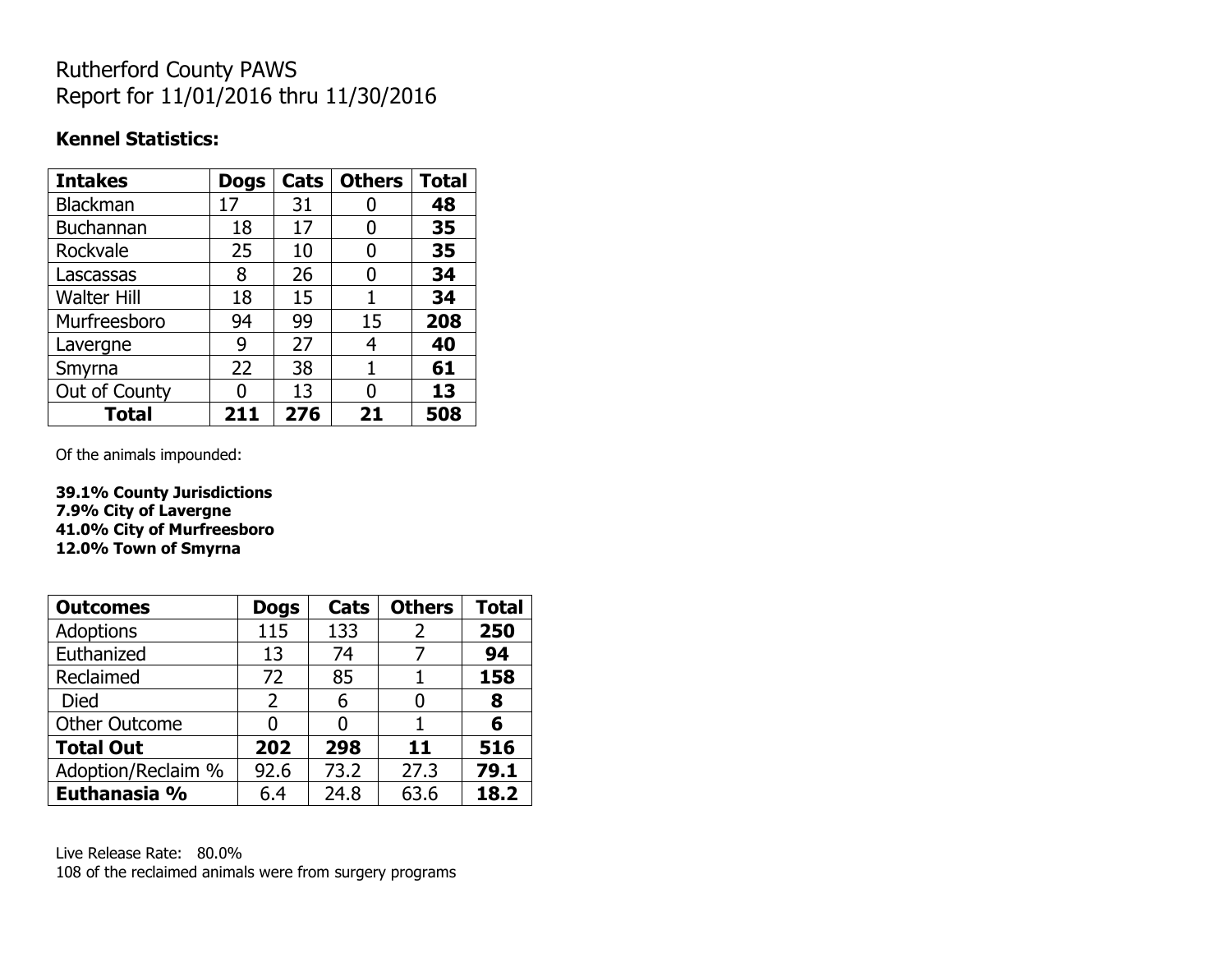# Rutherford County PAWS
# Report for 11/01/2016 thru 11/30/2016

**Kennel Statistics:**

| Intakes | Dogs | Cats | Others | Total |
|---|---|---|---|---|
| Blackman | 17 | 31 | 0 | **48** |
| Buchannan | 18 | 17 | 0 | **35** |
| Rockvale | 25 | 10 | 0 | **35** |
| Lascassas | 8 | 26 | 0 | **34** |
| Walter Hill | 18 | 15 | 1 | **34** |
| Murfreesboro | 94 | 99 | 15 | **208** |
| Lavergne | 9 | 27 | 4 | **40** |
| Smyrna | 22 | 38 | 1 | **61** |
| Out of County | 0 | 13 | 0 | **13** |
| **Total** | **211** | **276** | **21** | **508** |

Of the animals impounded:

**39.1% County Jurisdictions**
**7.9% City of Lavergne**
**41.0% City of Murfreesboro**
**12.0% Town of Smyrna**

| Outcomes | Dogs | Cats | Others | Total |
|---|---|---|---|---|
| Adoptions | 115 | 133 | 2 | **250** |
| Euthanized | 13 | 74 | 7 | **94** |
| Reclaimed | 72 | 85 | 1 | **158** |
| Died | 2 | 6 | 0 | **8** |
| Other Outcome | 0 | 0 | 1 | **6** |
| **Total Out** | **202** | **298** | **11** | **516** |
| Adoption/Reclaim % | 92.6 | 73.2 | 27.3 | **79.1** |
| **Euthanasia %** | 6.4 | 24.8 | 63.6 | **18.2** |

Live Release Rate: 80.0%
108 of the reclaimed animals were from surgery programs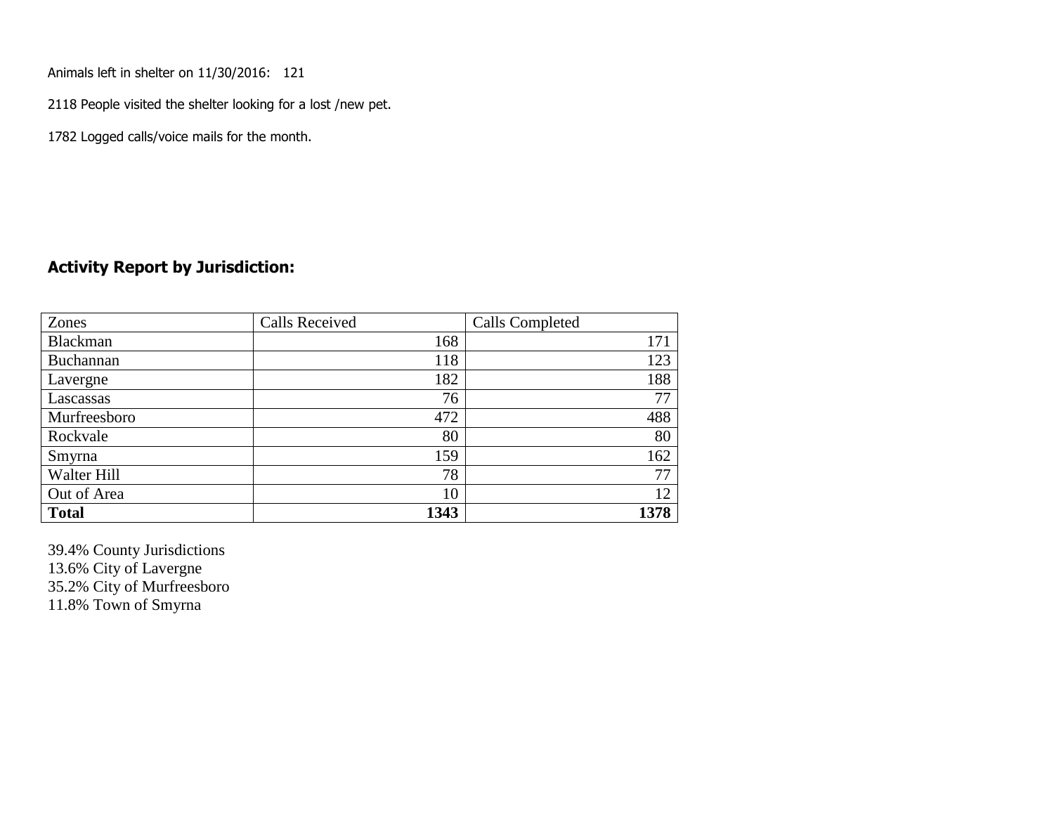Animals left in shelter on 11/30/2016: 121

2118 People visited the shelter looking for a lost /new pet.

1782 Logged calls/voice mails for the month.

## Activity Report by Jurisdiction:

| Zones | Calls Received | Calls Completed |
|---|---|---|
| Blackman | 168 | 171 |
| Buchannan | 118 | 123 |
| Lavergne | 182 | 188 |
| Lascassas | 76 | 77 |
| Murfreesboro | 472 | 488 |
| Rockvale | 80 | 80 |
| Smyrna | 159 | 162 |
| Walter Hill | 78 | 77 |
| Out of Area | 10 | 12 |
| **Total** | **1343** | **1378** |

39.4% County Jurisdictions
13.6% City of Lavergne
35.2% City of Murfreesboro
11.8% Town of Smyrna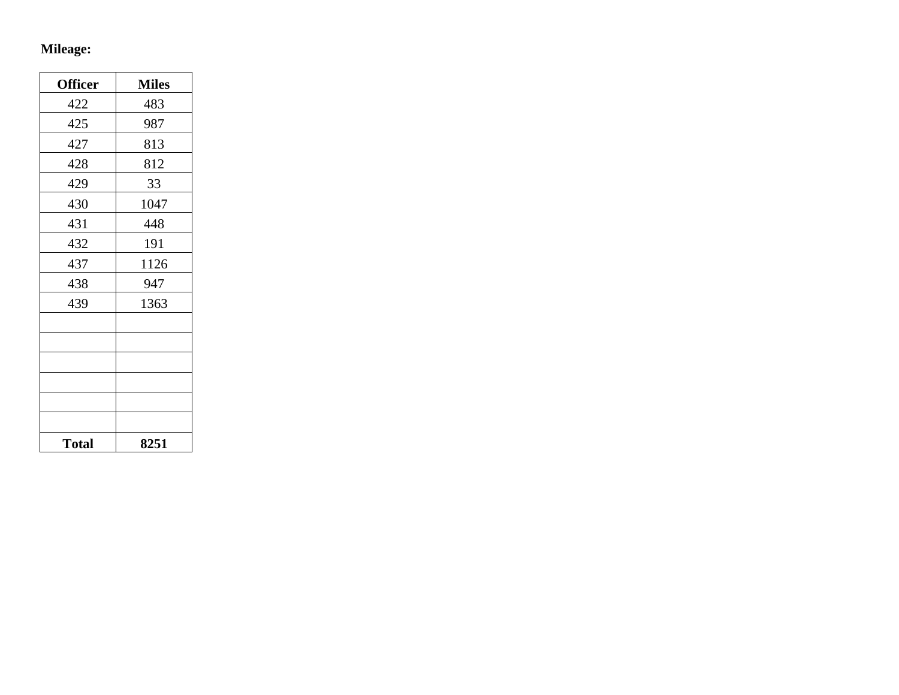**Mileage:**

| Officer | Miles |
|---|---|
| 422 | 483 |
| 425 | 987 |
| 427 | 813 |
| 428 | 812 |
| 429 | 33 |
| 430 | 1047 |
| 431 | 448 |
| 432 | 191 |
| 437 | 1126 |
| 438 | 947 |
| 439 | 1363 |
| | |
| | |
| | |
| | |
| | |
| | |
| **Total** | **8251** |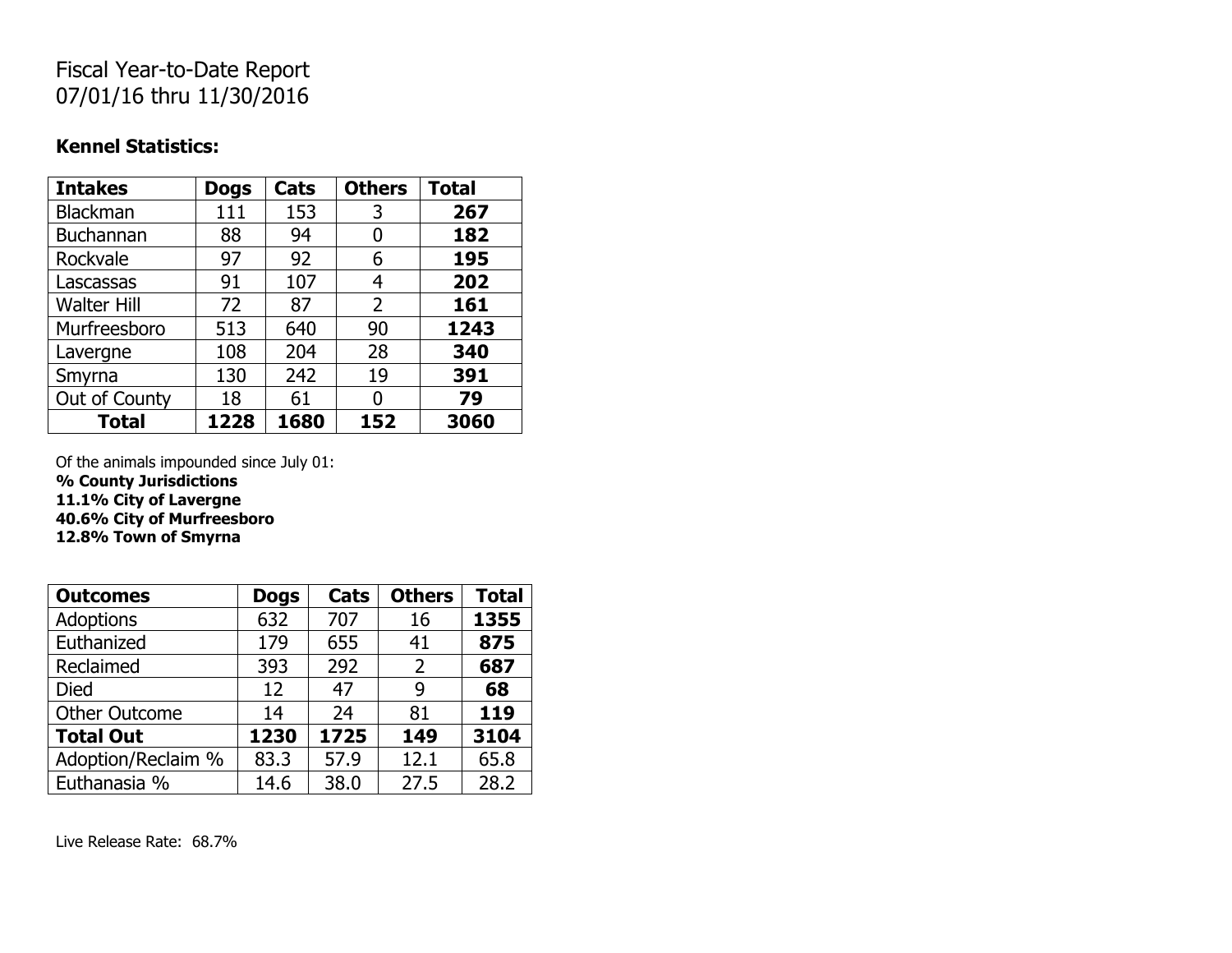Fiscal Year-to-Date Report
07/01/16 thru 11/30/2016

**Kennel Statistics:**

| **Intakes** | **Dogs** | **Cats** | **Others** | **Total** |
|---|---|---|---|---|
| Blackman | 111 | 153 | 3 | **267** |
| Buchannan | 88 | 94 | 0 | **182** |
| Rockvale | 97 | 92 | 6 | **195** |
| Lascassas | 91 | 107 | 4 | **202** |
| Walter Hill | 72 | 87 | 2 | **161** |
| Murfreesboro | 513 | 640 | 90 | **1243** |
| Lavergne | 108 | 204 | 28 | **340** |
| Smyrna | 130 | 242 | 19 | **391** |
| Out of County | 18 | 61 | 0 | **79** |
| **Total** | **1228** | **1680** | **152** | **3060** |

Of the animals impounded since July 01:
**% County Jurisdictions**
**11.1% City of Lavergne**
**40.6% City of Murfreesboro**
**12.8% Town of Smyrna**

| **Outcomes** | **Dogs** | **Cats** | **Others** | **Total** |
|---|---|---|---|---|
| Adoptions | 632 | 707 | 16 | **1355** |
| Euthanized | 179 | 655 | 41 | **875** |
| Reclaimed | 393 | 292 | 2 | **687** |
| Died | 12 | 47 | 9 | **68** |
| Other Outcome | 14 | 24 | 81 | **119** |
| **Total Out** | **1230** | **1725** | **149** | **3104** |
| Adoption/Reclaim % | 83.3 | 57.9 | 12.1 | 65.8 |
| Euthanasia % | 14.6 | 38.0 | 27.5 | 28.2 |

Live Release Rate: 68.7%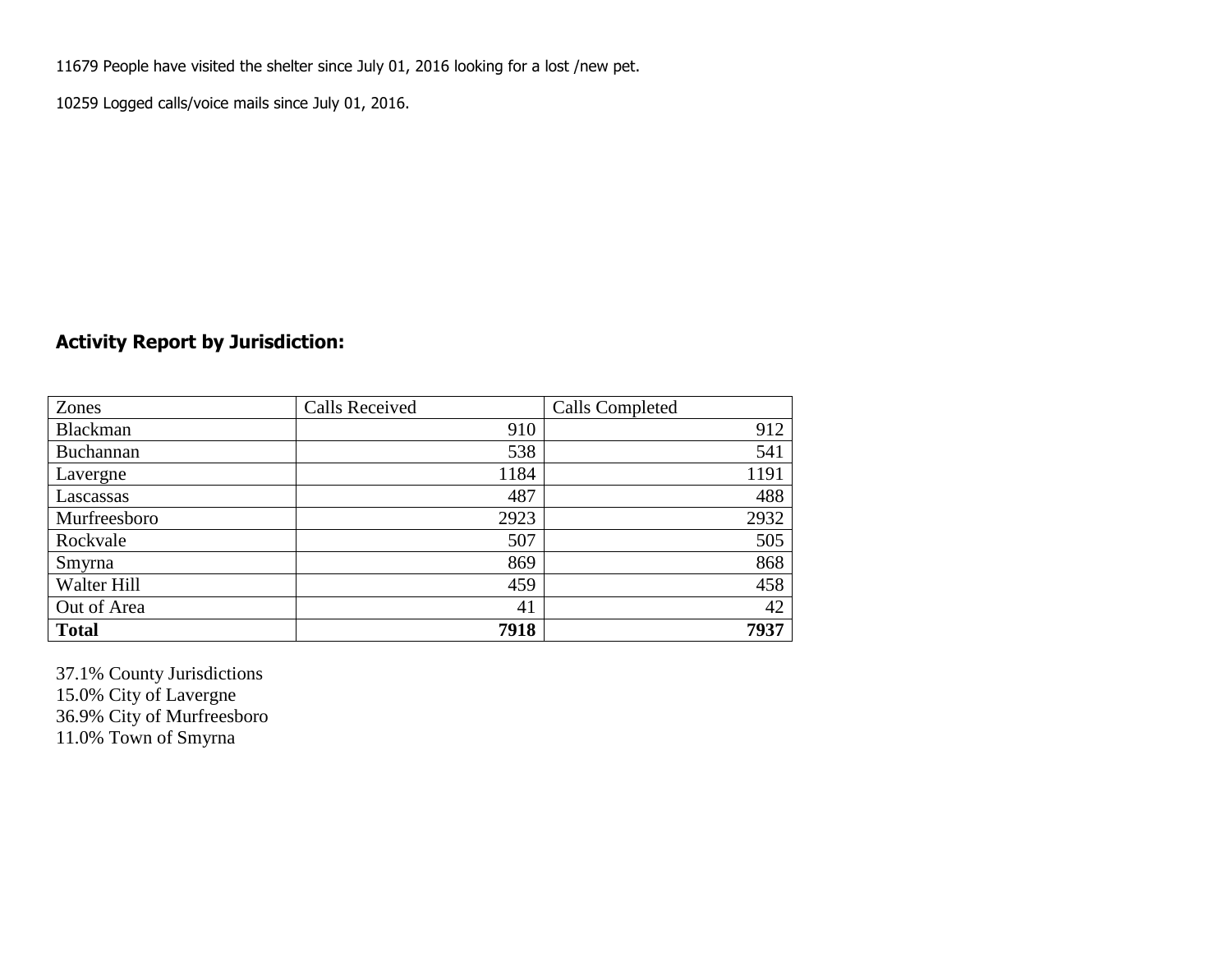11679 People have visited the shelter since July 01, 2016 looking for a lost /new pet.

10259 Logged calls/voice mails since July 01, 2016.

## Activity Report by Jurisdiction:

| Zones | Calls Received | Calls Completed |
|---|---|---|
| Blackman | 910 | 912 |
| Buchannan | 538 | 541 |
| Lavergne | 1184 | 1191 |
| Lascassas | 487 | 488 |
| Murfreesboro | 2923 | 2932 |
| Rockvale | 507 | 505 |
| Smyrna | 869 | 868 |
| Walter Hill | 459 | 458 |
| Out of Area | 41 | 42 |
| **Total** | **7918** | **7937** |

37.1% County Jurisdictions
15.0% City of Lavergne
36.9% City of Murfreesboro
11.0% Town of Smyrna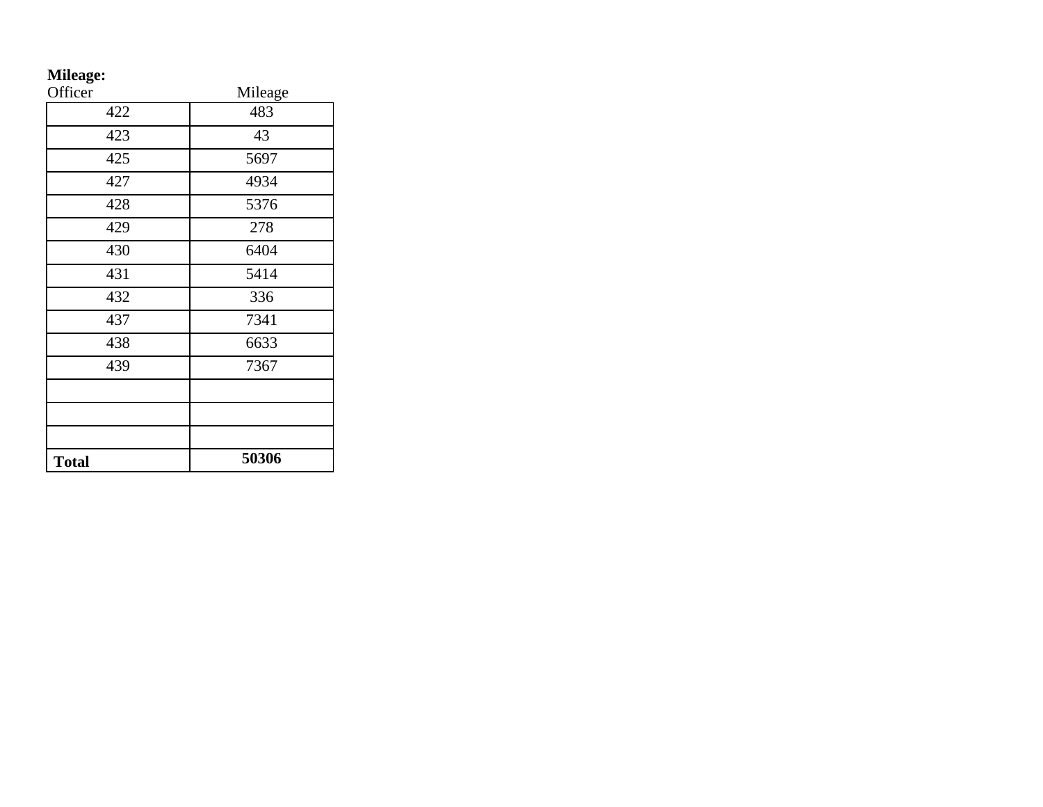**Mileage:**

| Officer | Mileage |
|---|---|
| 422 | 483 |
| 423 | 43 |
| 425 | 5697 |
| 427 | 4934 |
| 428 | 5376 |
| 429 | 278 |
| 430 | 6404 |
| 431 | 5414 |
| 432 | 336 |
| 437 | 7341 |
| 438 | 6633 |
| 439 | 7367 |
| | |
| | |
| | |
| **Total** | **50306** |